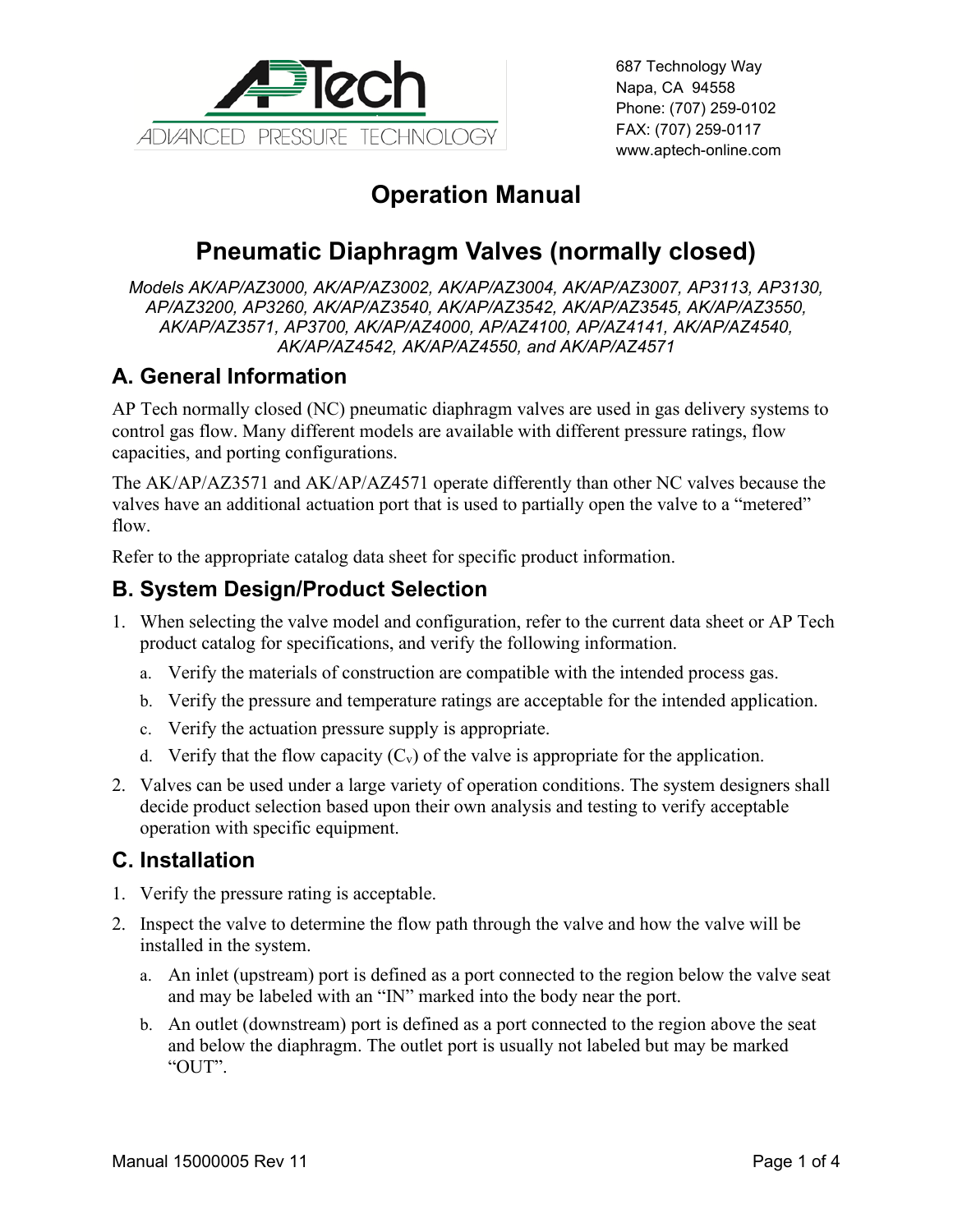AP Tech
ADVANCED PRESSURE TECHNOLOGY

687 Technology Way
Napa, CA 94558
Phone: (707) 259-0102
FAX: (707) 259-0117
www.aptech-online.com

# Operation Manual

# Pneumatic Diaphragm Valves (normally closed)

*Models AK/AP/AZ3000, AK/AP/AZ3002, AK/AP/AZ3004, AK/AP/AZ3007, AP3113, AP3130, AP/AZ3200, AP3260, AK/AP/AZ3540, AK/AP/AZ3542, AK/AP/AZ3545, AK/AP/AZ3550, AK/AP/AZ3571, AP3700, AK/AP/AZ4000, AP/AZ4100, AP/AZ4141, AK/AP/AZ4540, AK/AP/AZ4542, AK/AP/AZ4550, and AK/AP/AZ4571*

## A. General Information

AP Tech normally closed (NC) pneumatic diaphragm valves are used in gas delivery systems to control gas flow. Many different models are available with different pressure ratings, flow capacities, and porting configurations.

The AK/AP/AZ3571 and AK/AP/AZ4571 operate differently than other NC valves because the valves have an additional actuation port that is used to partially open the valve to a "metered" flow.

Refer to the appropriate catalog data sheet for specific product information.

## B. System Design/Product Selection

1. When selecting the valve model and configuration, refer to the current data sheet or AP Tech product catalog for specifications, and verify the following information.
   a. Verify the materials of construction are compatible with the intended process gas.
   b. Verify the pressure and temperature ratings are acceptable for the intended application.
   c. Verify the actuation pressure supply is appropriate.
   d. Verify that the flow capacity ($C_v$) of the valve is appropriate for the application.
2. Valves can be used under a large variety of operation conditions. The system designers shall decide product selection based upon their own analysis and testing to verify acceptable operation with specific equipment.

## C. Installation

1. Verify the pressure rating is acceptable.
2. Inspect the valve to determine the flow path through the valve and how the valve will be installed in the system.
   a. An inlet (upstream) port is defined as a port connected to the region below the valve seat and may be labeled with an "IN" marked into the body near the port.
   b. An outlet (downstream) port is defined as a port connected to the region above the seat and below the diaphragm. The outlet port is usually not labeled but may be marked "OUT".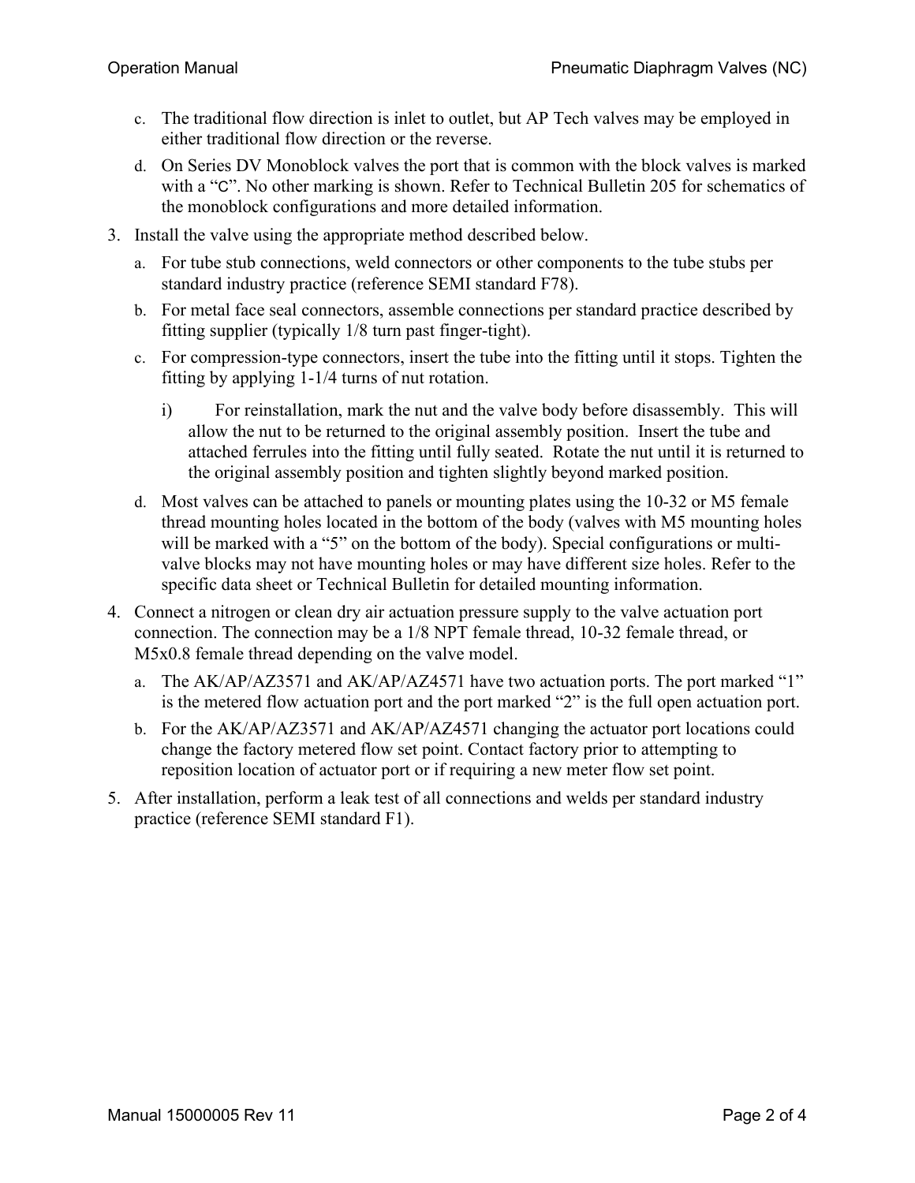c. The traditional flow direction is inlet to outlet, but AP Tech valves may be employed in either traditional flow direction or the reverse.

d. On Series DV Monoblock valves the port that is common with the block valves is marked with a "C". No other marking is shown. Refer to Technical Bulletin 205 for schematics of the monoblock configurations and more detailed information.

3. Install the valve using the appropriate method described below.

   a. For tube stub connections, weld connectors or other components to the tube stubs per standard industry practice (reference SEMI standard F78).

   b. For metal face seal connectors, assemble connections per standard practice described by fitting supplier (typically 1/8 turn past finger-tight).

   c. For compression-type connectors, insert the tube into the fitting until it stops. Tighten the fitting by applying 1-1/4 turns of nut rotation.

      i) For reinstallation, mark the nut and the valve body before disassembly. This will allow the nut to be returned to the original assembly position. Insert the tube and attached ferrules into the fitting until fully seated. Rotate the nut until it is returned to the original assembly position and tighten slightly beyond marked position.

   d. Most valves can be attached to panels or mounting plates using the 10-32 or M5 female thread mounting holes located in the bottom of the body (valves with M5 mounting holes will be marked with a "5" on the bottom of the body). Special configurations or multi-valve blocks may not have mounting holes or may have different size holes. Refer to the specific data sheet or Technical Bulletin for detailed mounting information.

4. Connect a nitrogen or clean dry air actuation pressure supply to the valve actuation port connection. The connection may be a 1/8 NPT female thread, 10-32 female thread, or M5x0.8 female thread depending on the valve model.

   a. The AK/AP/AZ3571 and AK/AP/AZ4571 have two actuation ports. The port marked "1" is the metered flow actuation port and the port marked "2" is the full open actuation port.

   b. For the AK/AP/AZ3571 and AK/AP/AZ4571 changing the actuator port locations could change the factory metered flow set point. Contact factory prior to attempting to reposition location of actuator port or if requiring a new meter flow set point.

5. After installation, perform a leak test of all connections and welds per standard industry practice (reference SEMI standard F1).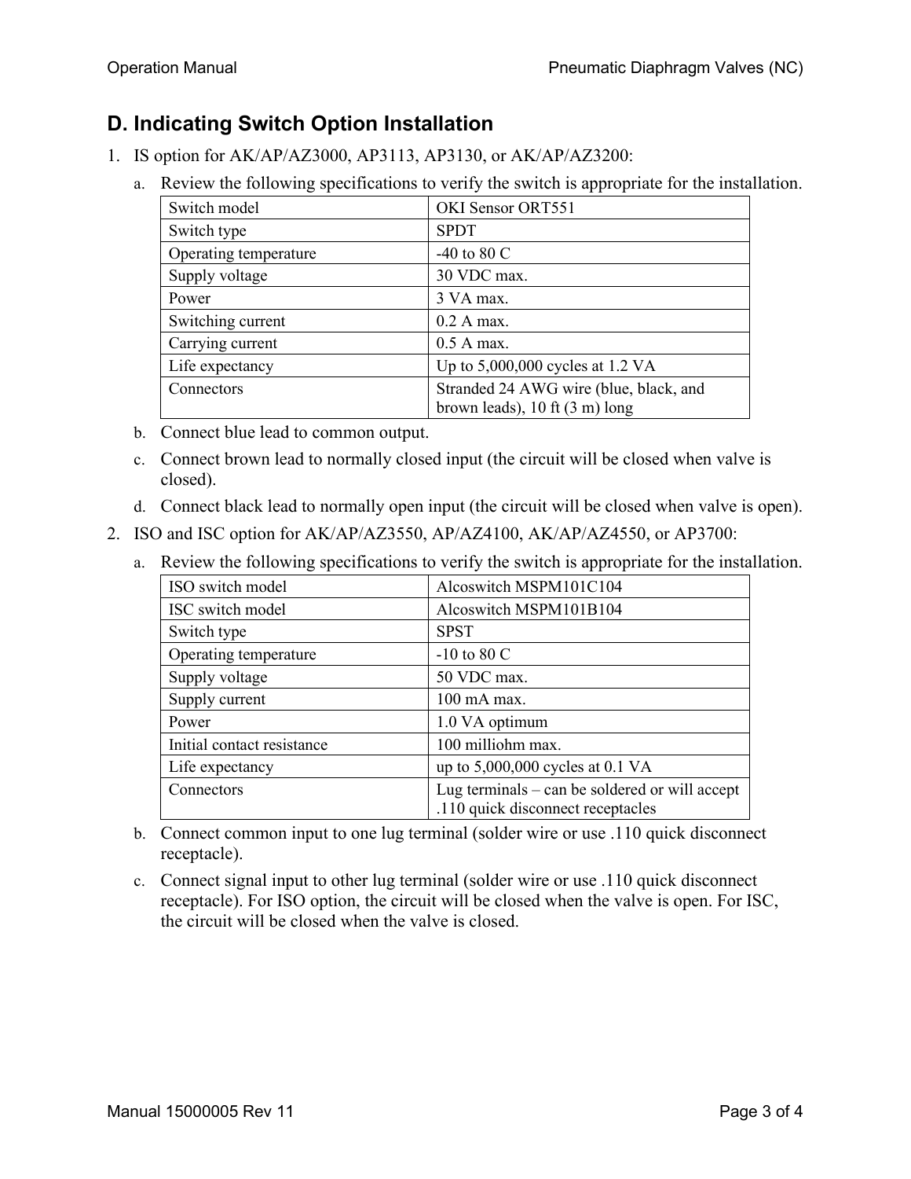## D. Indicating Switch Option Installation

1. IS option for AK/AP/AZ3000, AP3113, AP3130, or AK/AP/AZ3200:
   a. Review the following specifications to verify the switch is appropriate for the installation.

| Switch model | OKI Sensor ORT551 |
|---|---|
| Switch type | SPDT |
| Operating temperature | -40 to 80 C |
| Supply voltage | 30 VDC max. |
| Power | 3 VA max. |
| Switching current | 0.2 A max. |
| Carrying current | 0.5 A max. |
| Life expectancy | Up to 5,000,000 cycles at 1.2 VA |
| Connectors | Stranded 24 AWG wire (blue, black, and brown leads), 10 ft (3 m) long |

   b. Connect blue lead to common output.
   c. Connect brown lead to normally closed input (the circuit will be closed when valve is closed).
   d. Connect black lead to normally open input (the circuit will be closed when valve is open).

2. ISO and ISC option for AK/AP/AZ3550, AP/AZ4100, AK/AP/AZ4550, or AP3700:
   a. Review the following specifications to verify the switch is appropriate for the installation.

| ISO switch model | Alcoswitch MSPM101C104 |
|---|---|
| ISC switch model | Alcoswitch MSPM101B104 |
| Switch type | SPST |
| Operating temperature | -10 to 80 C |
| Supply voltage | 50 VDC max. |
| Supply current | 100 mA max. |
| Power | 1.0 VA optimum |
| Initial contact resistance | 100 milliohm max. |
| Life expectancy | up to 5,000,000 cycles at 0.1 VA |
| Connectors | Lug terminals – can be soldered or will accept .110 quick disconnect receptacles |

   b. Connect common input to one lug terminal (solder wire or use .110 quick disconnect receptacle).
   c. Connect signal input to other lug terminal (solder wire or use .110 quick disconnect receptacle). For ISO option, the circuit will be closed when the valve is open. For ISC, the circuit will be closed when the valve is closed.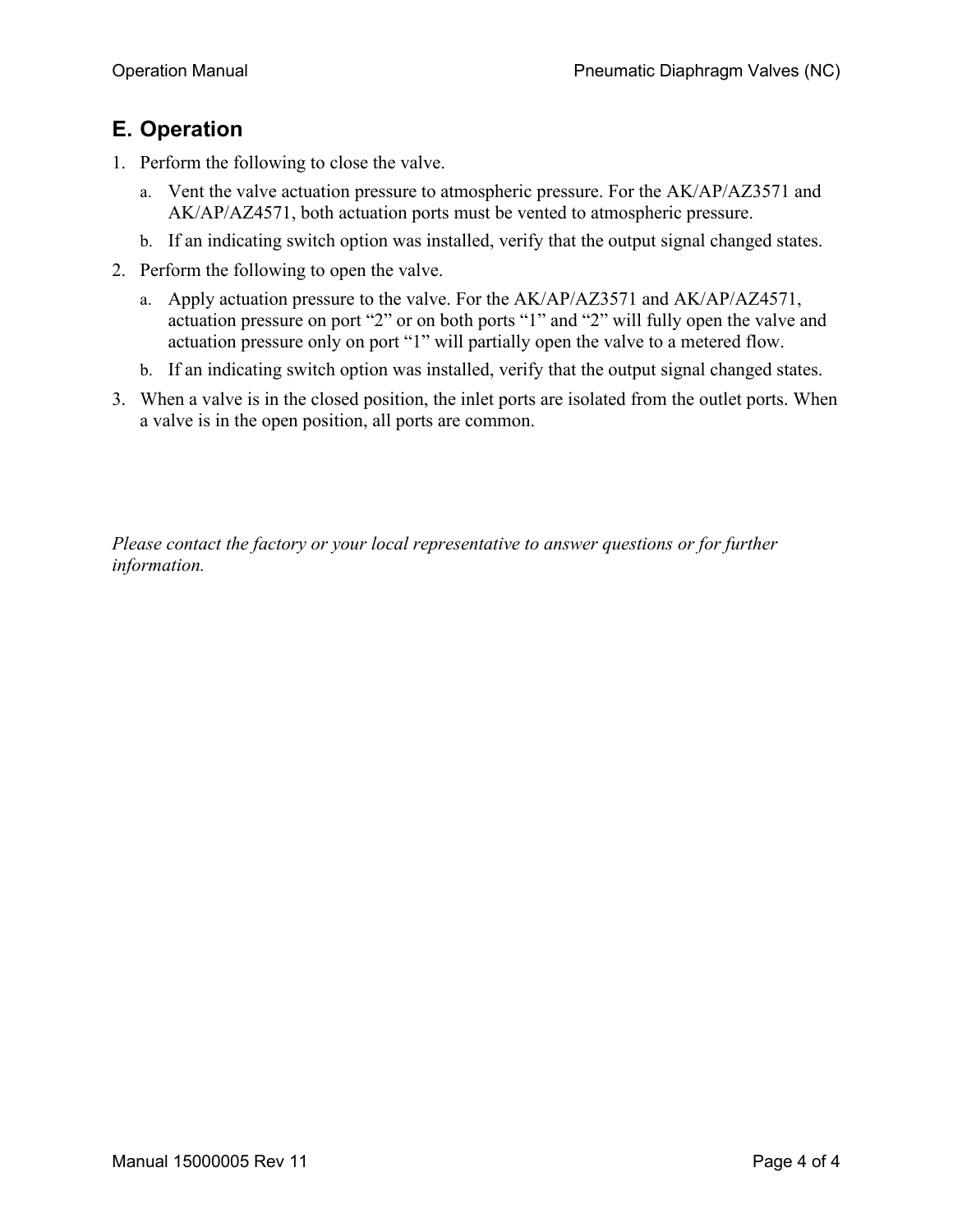## E. Operation

1. Perform the following to close the valve.
   a. Vent the valve actuation pressure to atmospheric pressure. For the AK/AP/AZ3571 and AK/AP/AZ4571, both actuation ports must be vented to atmospheric pressure.
   b. If an indicating switch option was installed, verify that the output signal changed states.
2. Perform the following to open the valve.
   a. Apply actuation pressure to the valve. For the AK/AP/AZ3571 and AK/AP/AZ4571, actuation pressure on port "2" or on both ports "1" and "2" will fully open the valve and actuation pressure only on port "1" will partially open the valve to a metered flow.
   b. If an indicating switch option was installed, verify that the output signal changed states.
3. When a valve is in the closed position, the inlet ports are isolated from the outlet ports. When a valve is in the open position, all ports are common.

*Please contact the factory or your local representative to answer questions or for further information.*